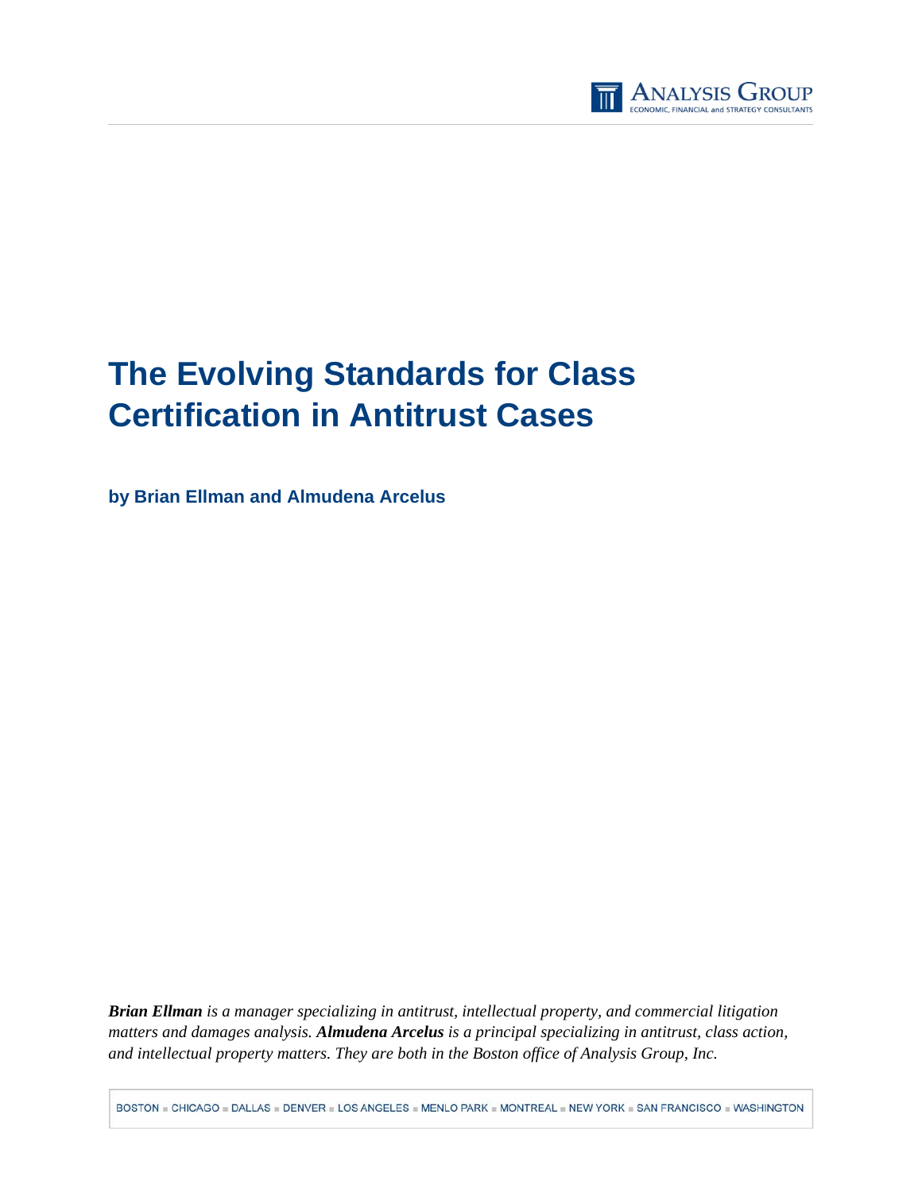# The Evolving Standards for Class Certification in Antitrust Cases

**by Brian Ellman and Almudena Arcelus**

***Brian Ellman*** *is a manager specializing in antitrust, intellectual property, and commercial litigation matters and damages analysis.* ***Almudena Arcelus*** *is a principal specializing in antitrust, class action, and intellectual property matters. They are both in the Boston office of Analysis Group, Inc.*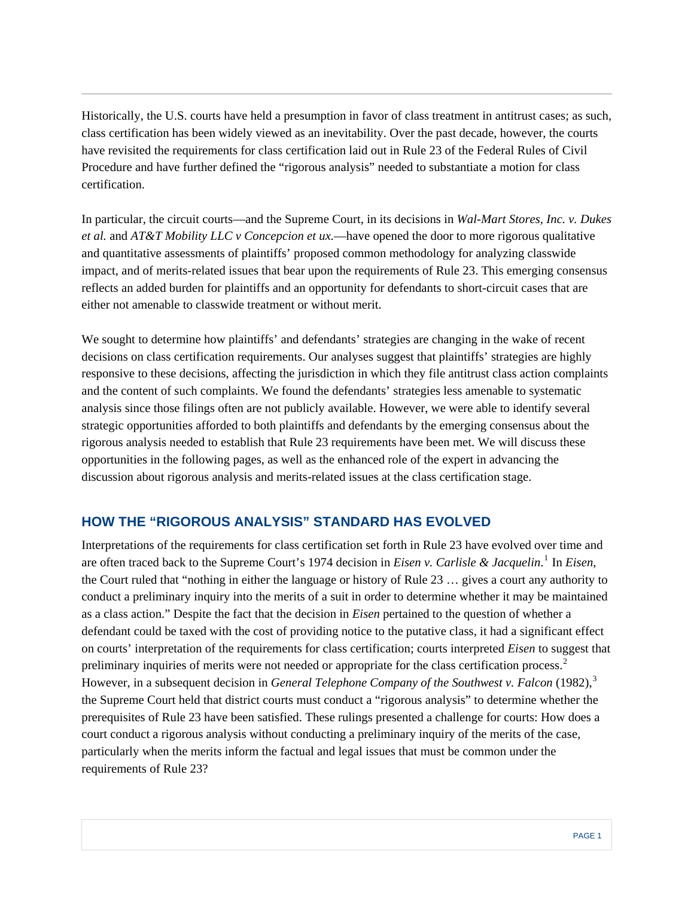Historically, the U.S. courts have held a presumption in favor of class treatment in antitrust cases; as such, class certification has been widely viewed as an inevitability. Over the past decade, however, the courts have revisited the requirements for class certification laid out in Rule 23 of the Federal Rules of Civil Procedure and have further defined the "rigorous analysis" needed to substantiate a motion for class certification.

In particular, the circuit courts—and the Supreme Court, in its decisions in *Wal-Mart Stores, Inc. v. Dukes et al.* and *AT&T Mobility LLC v Concepcion et ux.*—have opened the door to more rigorous qualitative and quantitative assessments of plaintiffs' proposed common methodology for analyzing classwide impact, and of merits-related issues that bear upon the requirements of Rule 23. This emerging consensus reflects an added burden for plaintiffs and an opportunity for defendants to short-circuit cases that are either not amenable to classwide treatment or without merit.

We sought to determine how plaintiffs' and defendants' strategies are changing in the wake of recent decisions on class certification requirements. Our analyses suggest that plaintiffs' strategies are highly responsive to these decisions, affecting the jurisdiction in which they file antitrust class action complaints and the content of such complaints. We found the defendants' strategies less amenable to systematic analysis since those filings often are not publicly available. However, we were able to identify several strategic opportunities afforded to both plaintiffs and defendants by the emerging consensus about the rigorous analysis needed to establish that Rule 23 requirements have been met. We will discuss these opportunities in the following pages, as well as the enhanced role of the expert in advancing the discussion about rigorous analysis and merits-related issues at the class certification stage.

## HOW THE "RIGOROUS ANALYSIS" STANDARD HAS EVOLVED

Interpretations of the requirements for class certification set forth in Rule 23 have evolved over time and are often traced back to the Supreme Court's 1974 decision in *Eisen v. Carlisle & Jacquelin*.[1] In *Eisen*, the Court ruled that "nothing in either the language or history of Rule 23 … gives a court any authority to conduct a preliminary inquiry into the merits of a suit in order to determine whether it may be maintained as a class action." Despite the fact that the decision in *Eisen* pertained to the question of whether a defendant could be taxed with the cost of providing notice to the putative class, it had a significant effect on courts' interpretation of the requirements for class certification; courts interpreted *Eisen* to suggest that preliminary inquiries of merits were not needed or appropriate for the class certification process.[2] However, in a subsequent decision in *General Telephone Company of the Southwest v. Falcon* (1982),[3] the Supreme Court held that district courts must conduct a "rigorous analysis" to determine whether the prerequisites of Rule 23 have been satisfied. These rulings presented a challenge for courts: How does a court conduct a rigorous analysis without conducting a preliminary inquiry of the merits of the case, particularly when the merits inform the factual and legal issues that must be common under the requirements of Rule 23?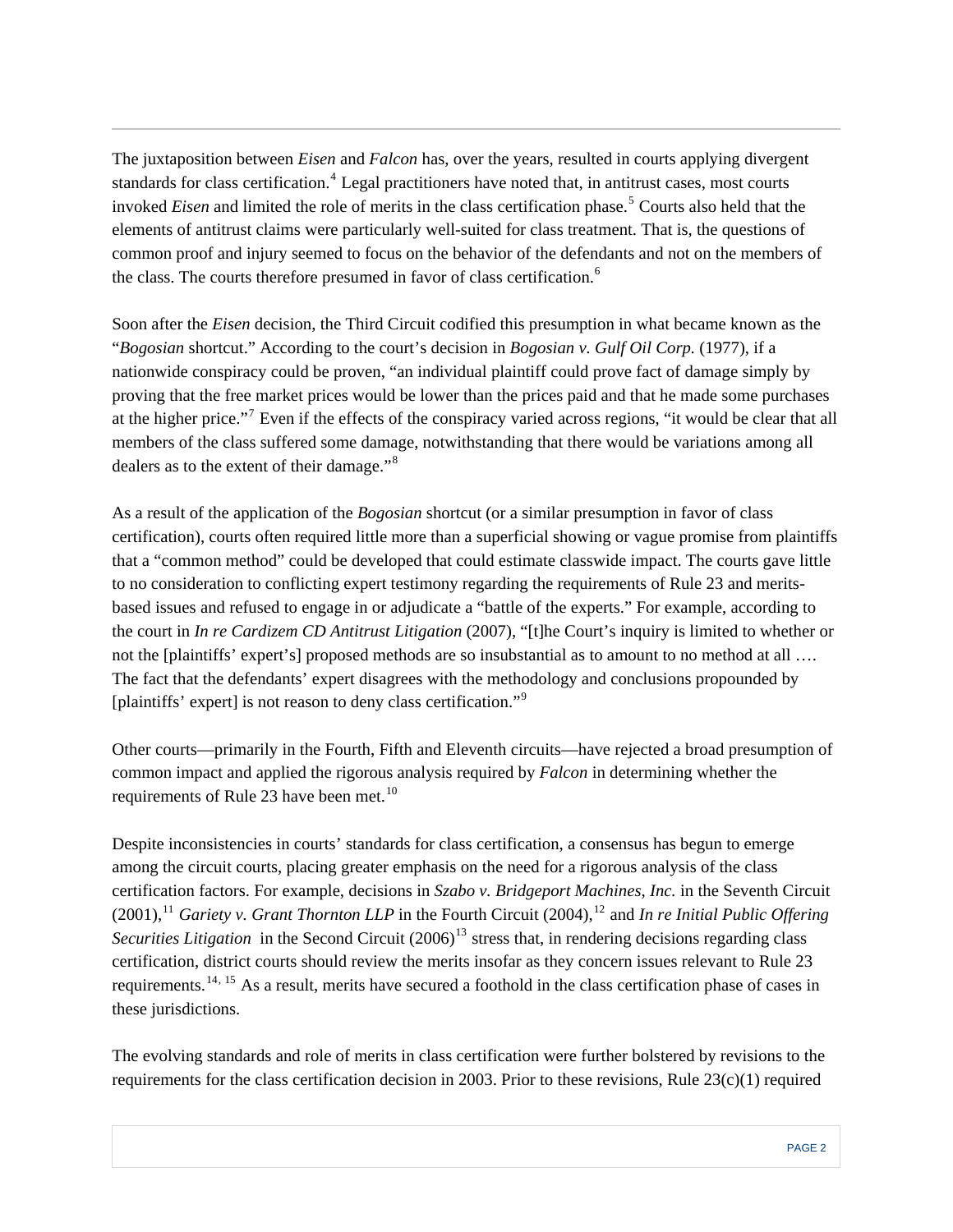The juxtaposition between *Eisen* and *Falcon* has, over the years, resulted in courts applying divergent standards for class certification.[4] Legal practitioners have noted that, in antitrust cases, most courts invoked *Eisen* and limited the role of merits in the class certification phase.[5] Courts also held that the elements of antitrust claims were particularly well-suited for class treatment. That is, the questions of common proof and injury seemed to focus on the behavior of the defendants and not on the members of the class. The courts therefore presumed in favor of class certification.[6]

Soon after the *Eisen* decision, the Third Circuit codified this presumption in what became known as the "*Bogosian* shortcut." According to the court's decision in *Bogosian v. Gulf Oil Corp.* (1977), if a nationwide conspiracy could be proven, "an individual plaintiff could prove fact of damage simply by proving that the free market prices would be lower than the prices paid and that he made some purchases at the higher price."[7] Even if the effects of the conspiracy varied across regions, "it would be clear that all members of the class suffered some damage, notwithstanding that there would be variations among all dealers as to the extent of their damage."[8]

As a result of the application of the *Bogosian* shortcut (or a similar presumption in favor of class certification), courts often required little more than a superficial showing or vague promise from plaintiffs that a "common method" could be developed that could estimate classwide impact. The courts gave little to no consideration to conflicting expert testimony regarding the requirements of Rule 23 and merits-based issues and refused to engage in or adjudicate a "battle of the experts." For example, according to the court in *In re Cardizem CD Antitrust Litigation* (2007), "[t]he Court's inquiry is limited to whether or not the [plaintiffs' expert's] proposed methods are so insubstantial as to amount to no method at all …. The fact that the defendants' expert disagrees with the methodology and conclusions propounded by [plaintiffs' expert] is not reason to deny class certification."[9]

Other courts—primarily in the Fourth, Fifth and Eleventh circuits—have rejected a broad presumption of common impact and applied the rigorous analysis required by *Falcon* in determining whether the requirements of Rule 23 have been met.[10]

Despite inconsistencies in courts' standards for class certification, a consensus has begun to emerge among the circuit courts, placing greater emphasis on the need for a rigorous analysis of the class certification factors. For example, decisions in *Szabo v. Bridgeport Machines, Inc.* in the Seventh Circuit (2001),[11] *Gariety v. Grant Thornton LLP* in the Fourth Circuit (2004),[12] and *In re Initial Public Offering Securities Litigation* in the Second Circuit (2006)[13] stress that, in rendering decisions regarding class certification, district courts should review the merits insofar as they concern issues relevant to Rule 23 requirements.[14, 15] As a result, merits have secured a foothold in the class certification phase of cases in these jurisdictions.

The evolving standards and role of merits in class certification were further bolstered by revisions to the requirements for the class certification decision in 2003. Prior to these revisions, Rule 23(c)(1) required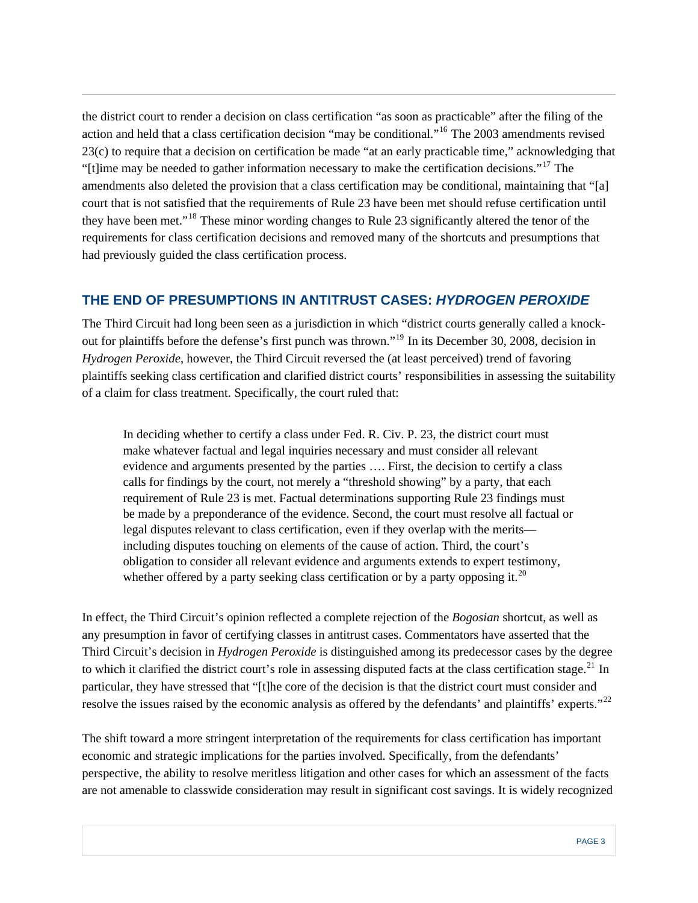the district court to render a decision on class certification "as soon as practicable" after the filing of the action and held that a class certification decision "may be conditional."[16] The 2003 amendments revised 23(c) to require that a decision on certification be made "at an early practicable time," acknowledging that "[t]ime may be needed to gather information necessary to make the certification decisions."[17] The amendments also deleted the provision that a class certification may be conditional, maintaining that "[a] court that is not satisfied that the requirements of Rule 23 have been met should refuse certification until they have been met."[18] These minor wording changes to Rule 23 significantly altered the tenor of the requirements for class certification decisions and removed many of the shortcuts and presumptions that had previously guided the class certification process.

## THE END OF PRESUMPTIONS IN ANTITRUST CASES: *HYDROGEN PEROXIDE*

The Third Circuit had long been seen as a jurisdiction in which "district courts generally called a knock-out for plaintiffs before the defense's first punch was thrown."[19] In its December 30, 2008, decision in *Hydrogen Peroxide*, however, the Third Circuit reversed the (at least perceived) trend of favoring plaintiffs seeking class certification and clarified district courts' responsibilities in assessing the suitability of a claim for class treatment. Specifically, the court ruled that:

> In deciding whether to certify a class under Fed. R. Civ. P. 23, the district court must make whatever factual and legal inquiries necessary and must consider all relevant evidence and arguments presented by the parties …. First, the decision to certify a class calls for findings by the court, not merely a "threshold showing" by a party, that each requirement of Rule 23 is met. Factual determinations supporting Rule 23 findings must be made by a preponderance of the evidence. Second, the court must resolve all factual or legal disputes relevant to class certification, even if they overlap with the merits—including disputes touching on elements of the cause of action. Third, the court's obligation to consider all relevant evidence and arguments extends to expert testimony, whether offered by a party seeking class certification or by a party opposing it.[20]

In effect, the Third Circuit's opinion reflected a complete rejection of the *Bogosian* shortcut, as well as any presumption in favor of certifying classes in antitrust cases. Commentators have asserted that the Third Circuit's decision in *Hydrogen Peroxide* is distinguished among its predecessor cases by the degree to which it clarified the district court's role in assessing disputed facts at the class certification stage.[21] In particular, they have stressed that "[t]he core of the decision is that the district court must consider and resolve the issues raised by the economic analysis as offered by the defendants' and plaintiffs' experts."[22]

The shift toward a more stringent interpretation of the requirements for class certification has important economic and strategic implications for the parties involved. Specifically, from the defendants' perspective, the ability to resolve meritless litigation and other cases for which an assessment of the facts are not amenable to classwide consideration may result in significant cost savings. It is widely recognized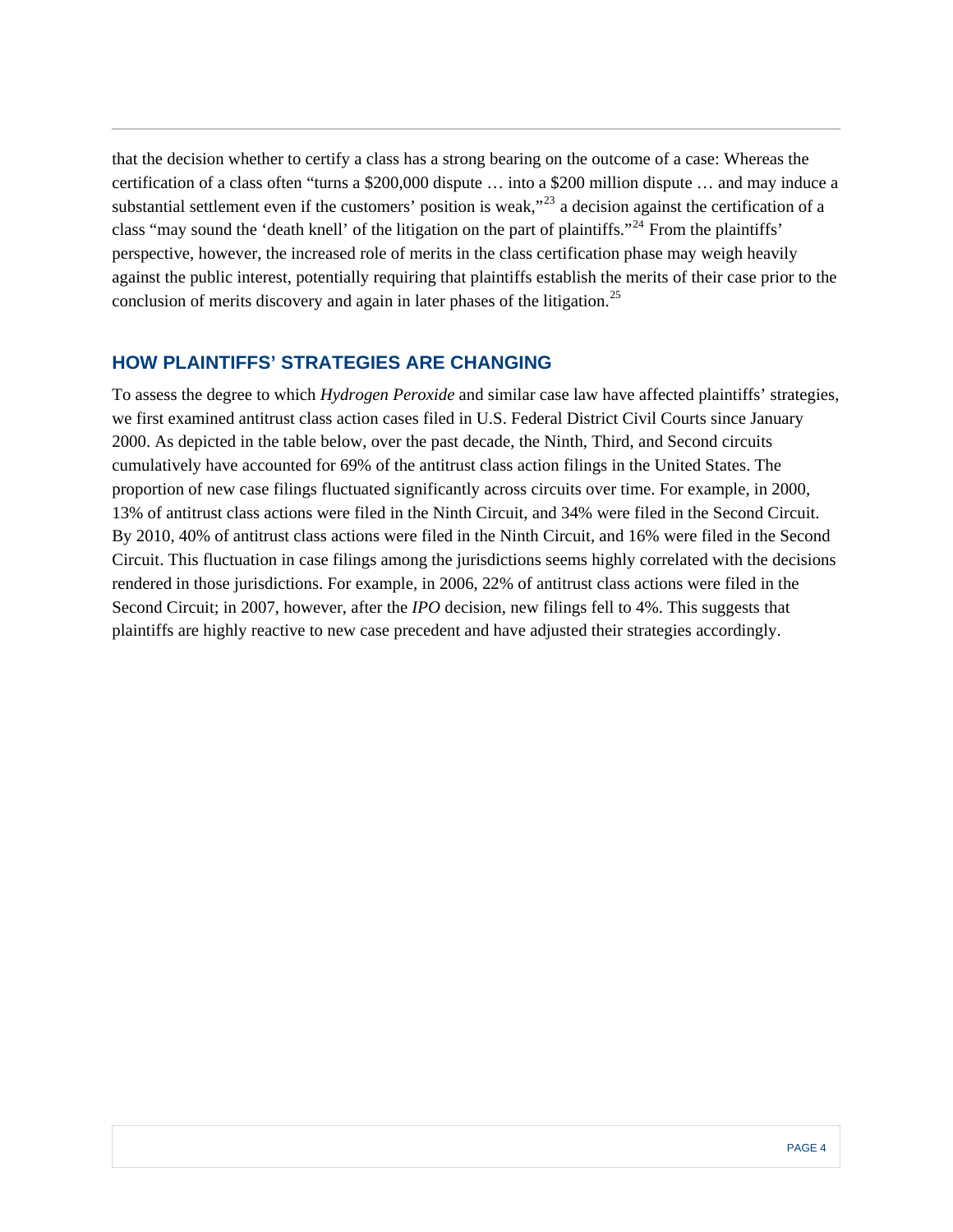that the decision whether to certify a class has a strong bearing on the outcome of a case: Whereas the certification of a class often "turns a $200,000 dispute … into a $200 million dispute … and may induce a substantial settlement even if the customers' position is weak,"[23] a decision against the certification of a class "may sound the 'death knell' of the litigation on the part of plaintiffs."[24] From the plaintiffs' perspective, however, the increased role of merits in the class certification phase may weigh heavily against the public interest, potentially requiring that plaintiffs establish the merits of their case prior to the conclusion of merits discovery and again in later phases of the litigation.[25]

## HOW PLAINTIFFS' STRATEGIES ARE CHANGING

To assess the degree to which *Hydrogen Peroxide* and similar case law have affected plaintiffs' strategies, we first examined antitrust class action cases filed in U.S. Federal District Civil Courts since January 2000. As depicted in the table below, over the past decade, the Ninth, Third, and Second circuits cumulatively have accounted for 69% of the antitrust class action filings in the United States. The proportion of new case filings fluctuated significantly across circuits over time. For example, in 2000, 13% of antitrust class actions were filed in the Ninth Circuit, and 34% were filed in the Second Circuit. By 2010, 40% of antitrust class actions were filed in the Ninth Circuit, and 16% were filed in the Second Circuit. This fluctuation in case filings among the jurisdictions seems highly correlated with the decisions rendered in those jurisdictions. For example, in 2006, 22% of antitrust class actions were filed in the Second Circuit; in 2007, however, after the *IPO* decision, new filings fell to 4%. This suggests that plaintiffs are highly reactive to new case precedent and have adjusted their strategies accordingly.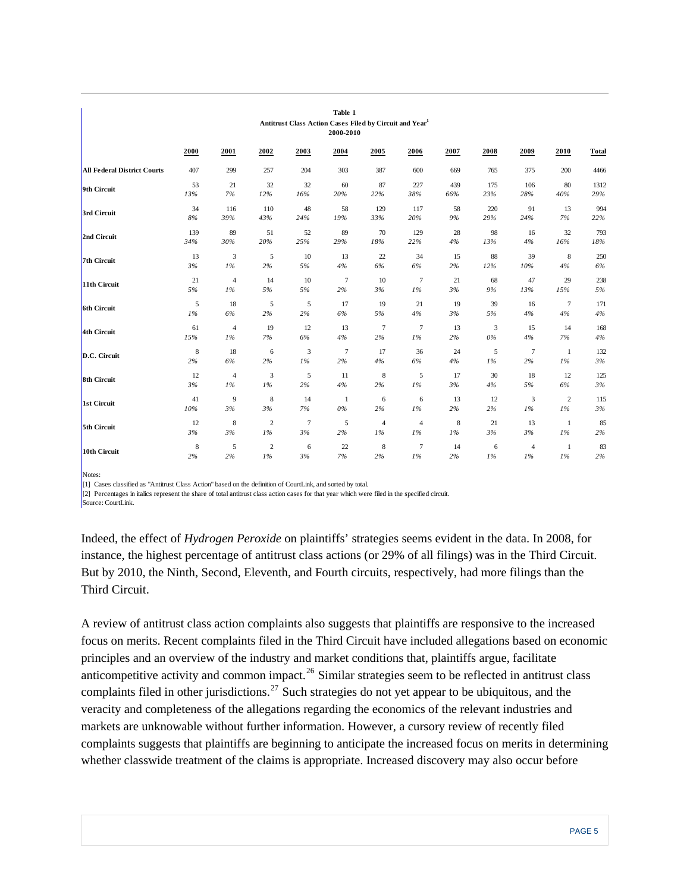**Table 1**
**Antitrust Class Action Cases Filed by Circuit and Year[1]**
**2000-2010**

| | 2000 | 2001 | 2002 | 2003 | 2004 | 2005 | 2006 | 2007 | 2008 | 2009 | 2010 | Total |
|---|---|---|---|---|---|---|---|---|---|---|---|---|
| **All Federal District Courts** | 407 | 299 | 257 | 204 | 303 | 387 | 600 | 669 | 765 | 375 | 200 | 4466 |
| **9th Circuit** | 53<br>*13%* | 21<br>*7%* | 32<br>*12%* | 32<br>*16%* | 60<br>*20%* | 87<br>*22%* | 227<br>*38%* | 439<br>*66%* | 175<br>*23%* | 106<br>*28%* | 80<br>*40%* | 1312<br>*29%* |
| **3rd Circuit** | 34<br>*8%* | 116<br>*39%* | 110<br>*43%* | 48<br>*24%* | 58<br>*19%* | 129<br>*33%* | 117<br>*20%* | 58<br>*9%* | 220<br>*29%* | 91<br>*24%* | 13<br>*7%* | 994<br>*22%* |
| **2nd Circuit** | 139<br>*34%* | 89<br>*30%* | 51<br>*20%* | 52<br>*25%* | 89<br>*29%* | 70<br>*18%* | 129<br>*22%* | 28<br>*4%* | 98<br>*13%* | 16<br>*4%* | 32<br>*16%* | 793<br>*18%* |
| **7th Circuit** | 13<br>*3%* | 3<br>*1%* | 5<br>*2%* | 10<br>*5%* | 13<br>*4%* | 22<br>*6%* | 34<br>*6%* | 15<br>*2%* | 88<br>*12%* | 39<br>*10%* | 8<br>*4%* | 250<br>*6%* |
| **11th Circuit** | 21<br>*5%* | 4<br>*1%* | 14<br>*5%* | 10<br>*5%* | 7<br>*2%* | 10<br>*3%* | 7<br>*1%* | 21<br>*3%* | 68<br>*9%* | 47<br>*13%* | 29<br>*15%* | 238<br>*5%* |
| **6th Circuit** | 5<br>*1%* | 18<br>*6%* | 5<br>*2%* | 5<br>*2%* | 17<br>*6%* | 19<br>*5%* | 21<br>*4%* | 19<br>*3%* | 39<br>*5%* | 16<br>*4%* | 7<br>*4%* | 171<br>*4%* |
| **4th Circuit** | 61<br>*15%* | 4<br>*1%* | 19<br>*7%* | 12<br>*6%* | 13<br>*4%* | 7<br>*2%* | 7<br>*1%* | 13<br>*2%* | 3<br>*0%* | 15<br>*4%* | 14<br>*7%* | 168<br>*4%* |
| **D.C. Circuit** | 8<br>*2%* | 18<br>*6%* | 6<br>*2%* | 3<br>*1%* | 7<br>*2%* | 17<br>*4%* | 36<br>*6%* | 24<br>*4%* | 5<br>*1%* | 7<br>*2%* | 1<br>*1%* | 132<br>*3%* |
| **8th Circuit** | 12<br>*3%* | 4<br>*1%* | 3<br>*1%* | 5<br>*2%* | 11<br>*4%* | 8<br>*2%* | 5<br>*1%* | 17<br>*3%* | 30<br>*4%* | 18<br>*5%* | 12<br>*6%* | 125<br>*3%* |
| **1st Circuit** | 41<br>*10%* | 9<br>*3%* | 8<br>*3%* | 14<br>*7%* | 1<br>*0%* | 6<br>*2%* | 6<br>*1%* | 13<br>*2%* | 12<br>*2%* | 3<br>*1%* | 2<br>*1%* | 115<br>*3%* |
| **5th Circuit** | 12<br>*3%* | 8<br>*3%* | 2<br>*1%* | 7<br>*3%* | 5<br>*2%* | 4<br>*1%* | 4<br>*1%* | 8<br>*1%* | 21<br>*3%* | 13<br>*3%* | 1<br>*1%* | 85<br>*2%* |
| **10th Circuit** | 8<br>*2%* | 5<br>*2%* | 2<br>*1%* | 6<br>*3%* | 22<br>*7%* | 8<br>*2%* | 7<br>*1%* | 14<br>*2%* | 6<br>*1%* | 4<br>*1%* | 1<br>*1%* | 83<br>*2%* |

Notes:
[1] Cases classified as "Antitrust Class Action" based on the definition of CourtLink, and sorted by total.
[2] Percentages in italics represent the share of total antitrust class action cases for that year which were filed in the specified circuit.
Source: CourtLink.

Indeed, the effect of *Hydrogen Peroxide* on plaintiffs' strategies seems evident in the data. In 2008, for instance, the highest percentage of antitrust class actions (or 29% of all filings) was in the Third Circuit. But by 2010, the Ninth, Second, Eleventh, and Fourth circuits, respectively, had more filings than the Third Circuit.

A review of antitrust class action complaints also suggests that plaintiffs are responsive to the increased focus on merits. Recent complaints filed in the Third Circuit have included allegations based on economic principles and an overview of the industry and market conditions that, plaintiffs argue, facilitate anticompetitive activity and common impact.[26] Similar strategies seem to be reflected in antitrust class complaints filed in other jurisdictions.[27] Such strategies do not yet appear to be ubiquitous, and the veracity and completeness of the allegations regarding the economics of the relevant industries and markets are unknowable without further information. However, a cursory review of recently filed complaints suggests that plaintiffs are beginning to anticipate the increased focus on merits in determining whether classwide treatment of the claims is appropriate. Increased discovery may also occur before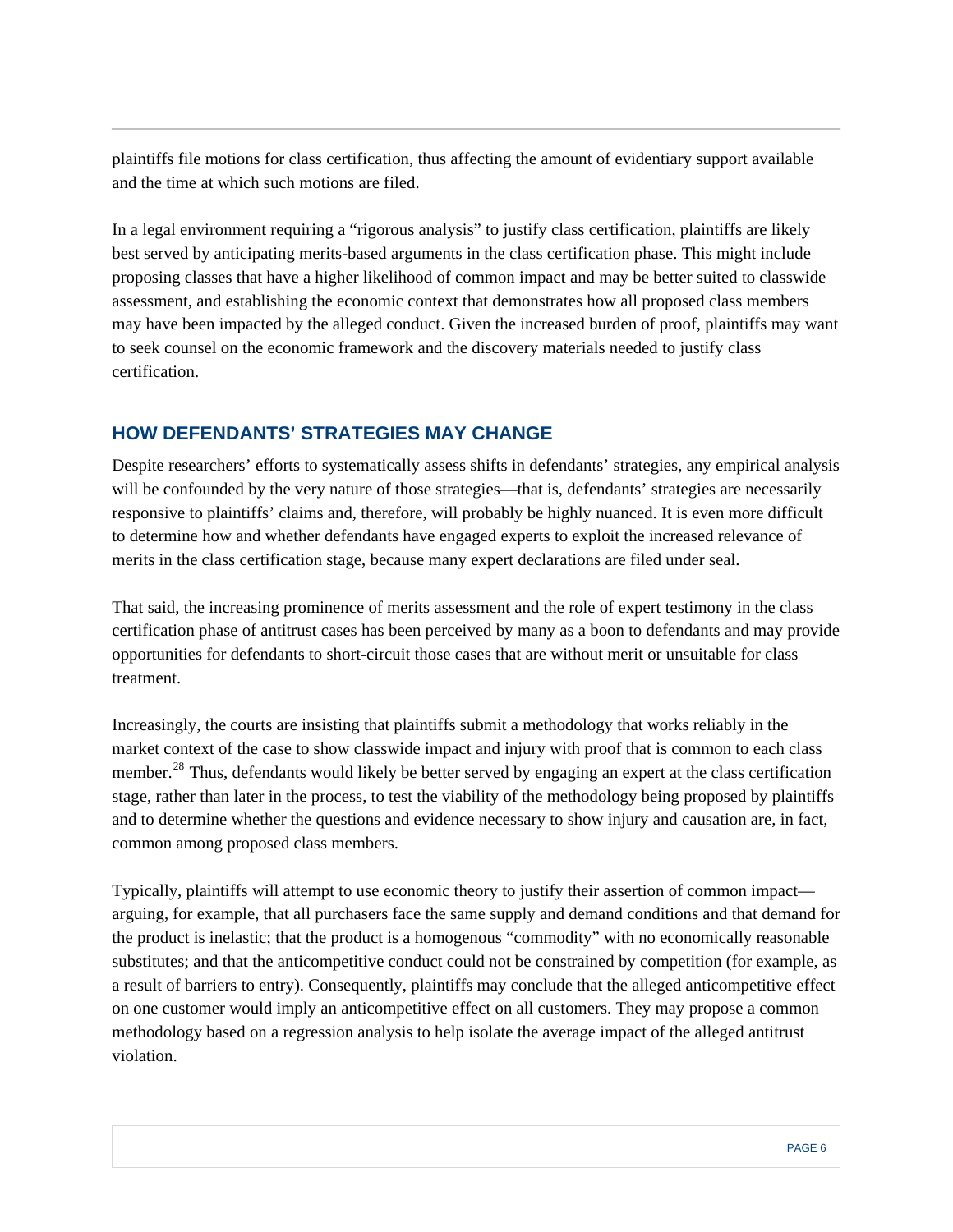plaintiffs file motions for class certification, thus affecting the amount of evidentiary support available and the time at which such motions are filed.

In a legal environment requiring a "rigorous analysis" to justify class certification, plaintiffs are likely best served by anticipating merits-based arguments in the class certification phase. This might include proposing classes that have a higher likelihood of common impact and may be better suited to classwide assessment, and establishing the economic context that demonstrates how all proposed class members may have been impacted by the alleged conduct. Given the increased burden of proof, plaintiffs may want to seek counsel on the economic framework and the discovery materials needed to justify class certification.

## HOW DEFENDANTS' STRATEGIES MAY CHANGE

Despite researchers' efforts to systematically assess shifts in defendants' strategies, any empirical analysis will be confounded by the very nature of those strategies—that is, defendants' strategies are necessarily responsive to plaintiffs' claims and, therefore, will probably be highly nuanced. It is even more difficult to determine how and whether defendants have engaged experts to exploit the increased relevance of merits in the class certification stage, because many expert declarations are filed under seal.

That said, the increasing prominence of merits assessment and the role of expert testimony in the class certification phase of antitrust cases has been perceived by many as a boon to defendants and may provide opportunities for defendants to short-circuit those cases that are without merit or unsuitable for class treatment.

Increasingly, the courts are insisting that plaintiffs submit a methodology that works reliably in the market context of the case to show classwide impact and injury with proof that is common to each class member.[28] Thus, defendants would likely be better served by engaging an expert at the class certification stage, rather than later in the process, to test the viability of the methodology being proposed by plaintiffs and to determine whether the questions and evidence necessary to show injury and causation are, in fact, common among proposed class members.

Typically, plaintiffs will attempt to use economic theory to justify their assertion of common impact—arguing, for example, that all purchasers face the same supply and demand conditions and that demand for the product is inelastic; that the product is a homogenous "commodity" with no economically reasonable substitutes; and that the anticompetitive conduct could not be constrained by competition (for example, as a result of barriers to entry). Consequently, plaintiffs may conclude that the alleged anticompetitive effect on one customer would imply an anticompetitive effect on all customers. They may propose a common methodology based on a regression analysis to help isolate the average impact of the alleged antitrust violation.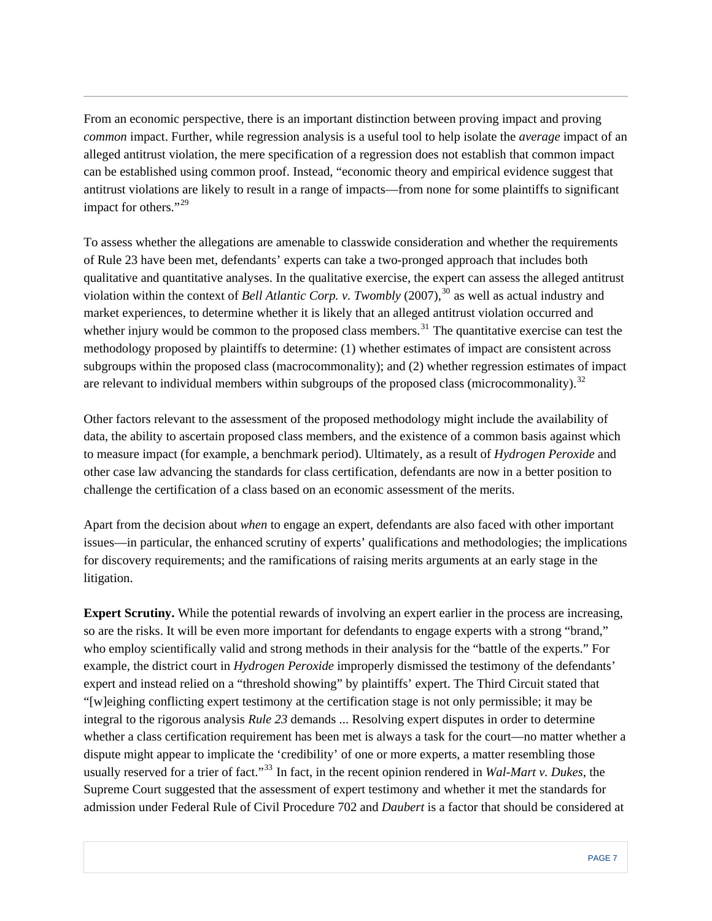From an economic perspective, there is an important distinction between proving impact and proving *common* impact. Further, while regression analysis is a useful tool to help isolate the *average* impact of an alleged antitrust violation, the mere specification of a regression does not establish that common impact can be established using common proof. Instead, "economic theory and empirical evidence suggest that antitrust violations are likely to result in a range of impacts—from none for some plaintiffs to significant impact for others."[29]

To assess whether the allegations are amenable to classwide consideration and whether the requirements of Rule 23 have been met, defendants' experts can take a two-pronged approach that includes both qualitative and quantitative analyses. In the qualitative exercise, the expert can assess the alleged antitrust violation within the context of *Bell Atlantic Corp. v. Twombly* (2007),[30] as well as actual industry and market experiences, to determine whether it is likely that an alleged antitrust violation occurred and whether injury would be common to the proposed class members.[31] The quantitative exercise can test the methodology proposed by plaintiffs to determine: (1) whether estimates of impact are consistent across subgroups within the proposed class (macrocommonality); and (2) whether regression estimates of impact are relevant to individual members within subgroups of the proposed class (microcommonality).[32]

Other factors relevant to the assessment of the proposed methodology might include the availability of data, the ability to ascertain proposed class members, and the existence of a common basis against which to measure impact (for example, a benchmark period). Ultimately, as a result of *Hydrogen Peroxide* and other case law advancing the standards for class certification, defendants are now in a better position to challenge the certification of a class based on an economic assessment of the merits.

Apart from the decision about *when* to engage an expert, defendants are also faced with other important issues—in particular, the enhanced scrutiny of experts' qualifications and methodologies; the implications for discovery requirements; and the ramifications of raising merits arguments at an early stage in the litigation.

**Expert Scrutiny.** While the potential rewards of involving an expert earlier in the process are increasing, so are the risks. It will be even more important for defendants to engage experts with a strong "brand," who employ scientifically valid and strong methods in their analysis for the "battle of the experts." For example, the district court in *Hydrogen Peroxide* improperly dismissed the testimony of the defendants' expert and instead relied on a "threshold showing" by plaintiffs' expert. The Third Circuit stated that "[w]eighing conflicting expert testimony at the certification stage is not only permissible; it may be integral to the rigorous analysis *Rule 23* demands ... Resolving expert disputes in order to determine whether a class certification requirement has been met is always a task for the court—no matter whether a dispute might appear to implicate the 'credibility' of one or more experts, a matter resembling those usually reserved for a trier of fact."[33] In fact, in the recent opinion rendered in *Wal-Mart v. Dukes*, the Supreme Court suggested that the assessment of expert testimony and whether it met the standards for admission under Federal Rule of Civil Procedure 702 and *Daubert* is a factor that should be considered at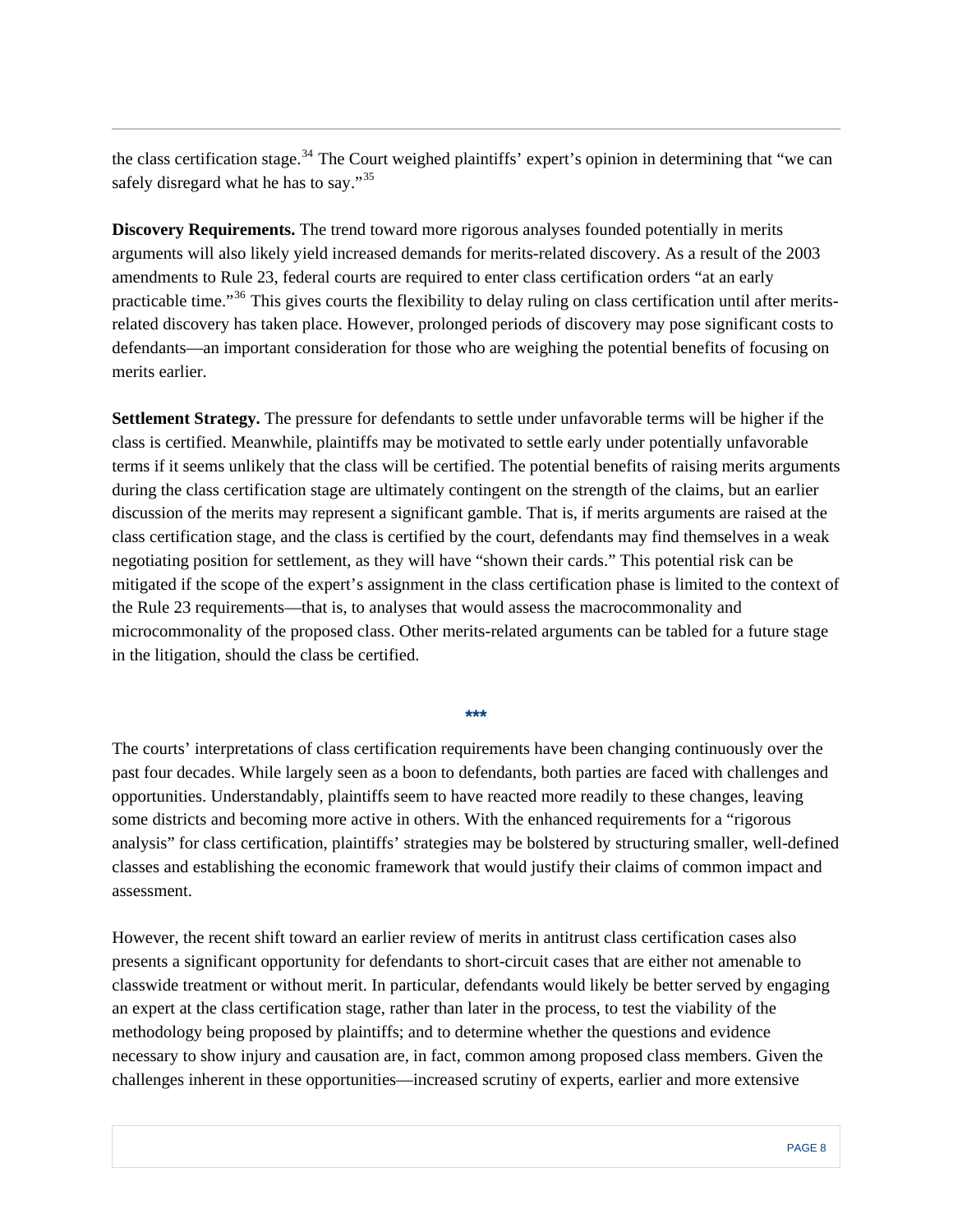the class certification stage.[34] The Court weighed plaintiffs' expert's opinion in determining that "we can safely disregard what he has to say."[35]

**Discovery Requirements.** The trend toward more rigorous analyses founded potentially in merits arguments will also likely yield increased demands for merits-related discovery. As a result of the 2003 amendments to Rule 23, federal courts are required to enter class certification orders "at an early practicable time."[36] This gives courts the flexibility to delay ruling on class certification until after merits-related discovery has taken place. However, prolonged periods of discovery may pose significant costs to defendants—an important consideration for those who are weighing the potential benefits of focusing on merits earlier.

**Settlement Strategy.** The pressure for defendants to settle under unfavorable terms will be higher if the class is certified. Meanwhile, plaintiffs may be motivated to settle early under potentially unfavorable terms if it seems unlikely that the class will be certified. The potential benefits of raising merits arguments during the class certification stage are ultimately contingent on the strength of the claims, but an earlier discussion of the merits may represent a significant gamble. That is, if merits arguments are raised at the class certification stage, and the class is certified by the court, defendants may find themselves in a weak negotiating position for settlement, as they will have "shown their cards." This potential risk can be mitigated if the scope of the expert's assignment in the class certification phase is limited to the context of the Rule 23 requirements—that is, to analyses that would assess the macrocommonality and microcommonality of the proposed class. Other merits-related arguments can be tabled for a future stage in the litigation, should the class be certified.

***

The courts' interpretations of class certification requirements have been changing continuously over the past four decades. While largely seen as a boon to defendants, both parties are faced with challenges and opportunities. Understandably, plaintiffs seem to have reacted more readily to these changes, leaving some districts and becoming more active in others. With the enhanced requirements for a "rigorous analysis" for class certification, plaintiffs' strategies may be bolstered by structuring smaller, well-defined classes and establishing the economic framework that would justify their claims of common impact and assessment.

However, the recent shift toward an earlier review of merits in antitrust class certification cases also presents a significant opportunity for defendants to short-circuit cases that are either not amenable to classwide treatment or without merit. In particular, defendants would likely be better served by engaging an expert at the class certification stage, rather than later in the process, to test the viability of the methodology being proposed by plaintiffs; and to determine whether the questions and evidence necessary to show injury and causation are, in fact, common among proposed class members. Given the challenges inherent in these opportunities—increased scrutiny of experts, earlier and more extensive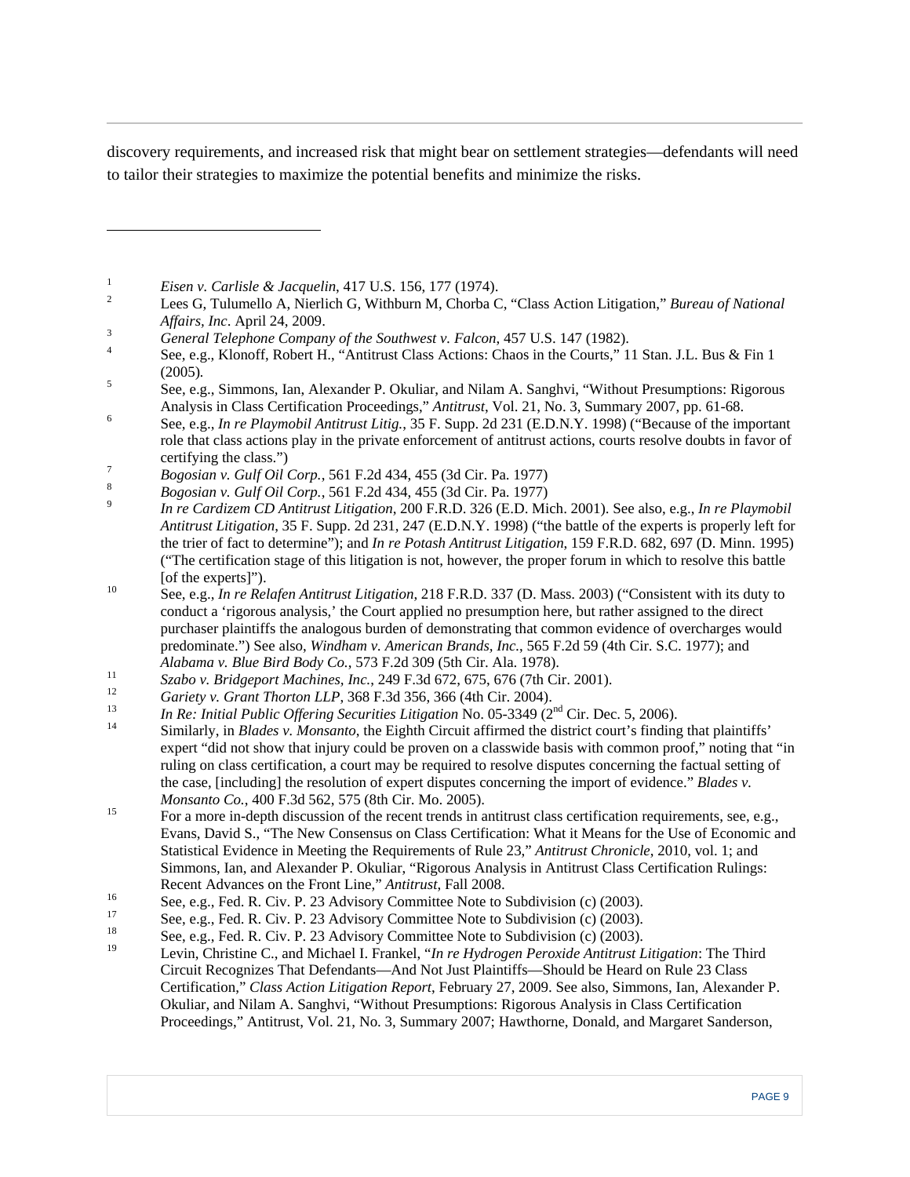discovery requirements, and increased risk that might bear on settlement strategies—defendants will need to tailor their strategies to maximize the potential benefits and minimize the risks.

---

1. *Eisen v. Carlisle & Jacquelin*, 417 U.S. 156, 177 (1974).
2. Lees G, Tulumello A, Nierlich G, Withburn M, Chorba C, "Class Action Litigation," *Bureau of National Affairs, Inc*. April 24, 2009.
3. *General Telephone Company of the Southwest v. Falcon*, 457 U.S. 147 (1982).
4. See, e.g., Klonoff, Robert H., "Antitrust Class Actions: Chaos in the Courts," 11 Stan. J.L. Bus & Fin 1 (2005).
5. See, e.g., Simmons, Ian, Alexander P. Okuliar, and Nilam A. Sanghvi, "Without Presumptions: Rigorous Analysis in Class Certification Proceedings," *Antitrust*, Vol. 21, No. 3, Summary 2007, pp. 61-68.
6. See, e.g., *In re Playmobil Antitrust Litig.*, 35 F. Supp. 2d 231 (E.D.N.Y. 1998) ("Because of the important role that class actions play in the private enforcement of antitrust actions, courts resolve doubts in favor of certifying the class.")
7. *Bogosian v. Gulf Oil Corp.*, 561 F.2d 434, 455 (3d Cir. Pa. 1977)
8. *Bogosian v. Gulf Oil Corp.*, 561 F.2d 434, 455 (3d Cir. Pa. 1977)
9. *In re Cardizem CD Antitrust Litigation*, 200 F.R.D. 326 (E.D. Mich. 2001). See also, e.g., *In re Playmobil Antitrust Litigation*, 35 F. Supp. 2d 231, 247 (E.D.N.Y. 1998) ("the battle of the experts is properly left for the trier of fact to determine"); and *In re Potash Antitrust Litigation*, 159 F.R.D. 682, 697 (D. Minn. 1995) ("The certification stage of this litigation is not, however, the proper forum in which to resolve this battle [of the experts]").
10. See, e.g., *In re Relafen Antitrust Litigation*, 218 F.R.D. 337 (D. Mass. 2003) ("Consistent with its duty to conduct a 'rigorous analysis,' the Court applied no presumption here, but rather assigned to the direct purchaser plaintiffs the analogous burden of demonstrating that common evidence of overcharges would predominate.") See also, *Windham v. American Brands, Inc*., 565 F.2d 59 (4th Cir. S.C. 1977); and *Alabama v. Blue Bird Body Co.*, 573 F.2d 309 (5th Cir. Ala. 1978).
11. *Szabo v. Bridgeport Machines, Inc.*, 249 F.3d 672, 675, 676 (7th Cir. 2001).
12. *Gariety v. Grant Thorton LLP*, 368 F.3d 356, 366 (4th Cir. 2004).
13. *In Re: Initial Public Offering Securities Litigation* No. 05-3349 (2nd Cir. Dec. 5, 2006).
14. Similarly, in *Blades v. Monsanto*, the Eighth Circuit affirmed the district court's finding that plaintiffs' expert "did not show that injury could be proven on a classwide basis with common proof," noting that "in ruling on class certification, a court may be required to resolve disputes concerning the factual setting of the case, [including] the resolution of expert disputes concerning the import of evidence." *Blades v. Monsanto Co.*, 400 F.3d 562, 575 (8th Cir. Mo. 2005).
15. For a more in-depth discussion of the recent trends in antitrust class certification requirements, see, e.g., Evans, David S., "The New Consensus on Class Certification: What it Means for the Use of Economic and Statistical Evidence in Meeting the Requirements of Rule 23," *Antitrust Chronicle*, 2010, vol. 1; and Simmons, Ian, and Alexander P. Okuliar, "Rigorous Analysis in Antitrust Class Certification Rulings: Recent Advances on the Front Line," *Antitrust*, Fall 2008.
16. See, e.g., Fed. R. Civ. P. 23 Advisory Committee Note to Subdivision (c) (2003).
17. See, e.g., Fed. R. Civ. P. 23 Advisory Committee Note to Subdivision (c) (2003).
18. See, e.g., Fed. R. Civ. P. 23 Advisory Committee Note to Subdivision (c) (2003).
19. Levin, Christine C., and Michael I. Frankel, "*In re Hydrogen Peroxide Antitrust Litigation*: The Third Circuit Recognizes That Defendants—And Not Just Plaintiffs—Should be Heard on Rule 23 Class Certification," *Class Action Litigation Report*, February 27, 2009. See also, Simmons, Ian, Alexander P. Okuliar, and Nilam A. Sanghvi, "Without Presumptions: Rigorous Analysis in Class Certification Proceedings," Antitrust, Vol. 21, No. 3, Summary 2007; Hawthorne, Donald, and Margaret Sanderson,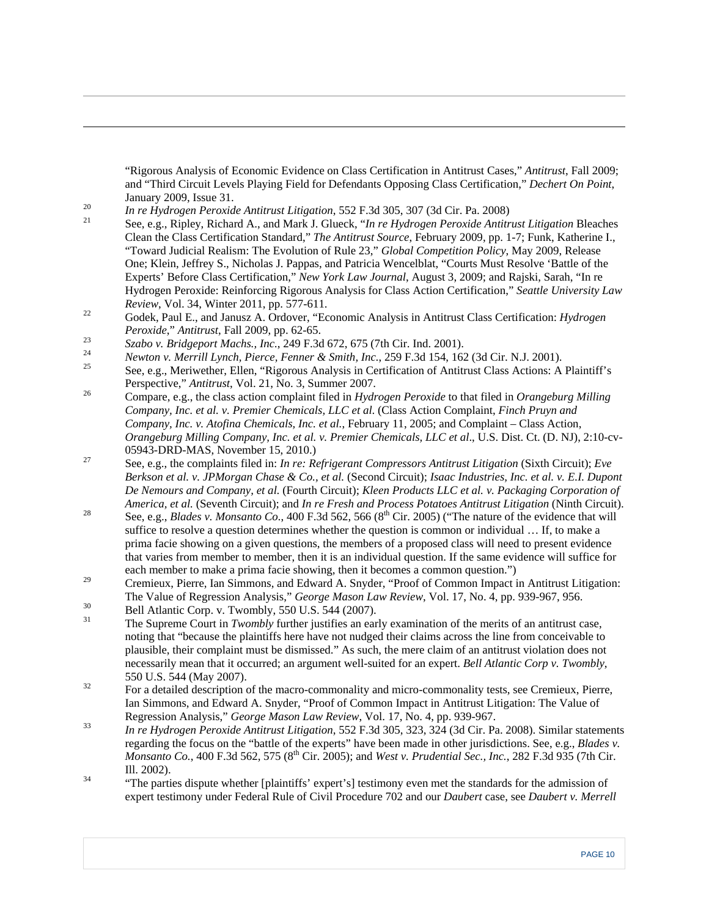"Rigorous Analysis of Economic Evidence on Class Certification in Antitrust Cases," *Antitrust*, Fall 2009; and "Third Circuit Levels Playing Field for Defendants Opposing Class Certification," *Dechert On Point*, January 2009, Issue 31.

[20] *In re Hydrogen Peroxide Antitrust Litigation*, 552 F.3d 305, 307 (3d Cir. Pa. 2008)

[21] See, e.g., Ripley, Richard A., and Mark J. Glueck, "*In re Hydrogen Peroxide Antitrust Litigation* Bleaches Clean the Class Certification Standard," *The Antitrust Source*, February 2009, pp. 1-7; Funk, Katherine I., "Toward Judicial Realism: The Evolution of Rule 23," *Global Competition Policy*, May 2009, Release One; Klein, Jeffrey S., Nicholas J. Pappas, and Patricia Wencelblat, "Courts Must Resolve 'Battle of the Experts' Before Class Certification," *New York Law Journal*, August 3, 2009; and Rajski, Sarah, "In re Hydrogen Peroxide: Reinforcing Rigorous Analysis for Class Action Certification," *Seattle University Law Review*, Vol. 34, Winter 2011, pp. 577-611.

[22] Godek, Paul E., and Janusz A. Ordover, "Economic Analysis in Antitrust Class Certification: *Hydrogen Peroxide*," *Antitrust*, Fall 2009, pp. 62-65.

[23] *Szabo v. Bridgeport Machs., Inc.*, 249 F.3d 672, 675 (7th Cir. Ind. 2001).

[24] *Newton v. Merrill Lynch, Pierce, Fenner & Smith, Inc*., 259 F.3d 154, 162 (3d Cir. N.J. 2001).

[25] See, e.g., Meriwether, Ellen, "Rigorous Analysis in Certification of Antitrust Class Actions: A Plaintiff's Perspective," *Antitrust*, Vol. 21, No. 3, Summer 2007.

[26] Compare, e.g., the class action complaint filed in *Hydrogen Peroxide* to that filed in *Orangeburg Milling Company, Inc. et al. v. Premier Chemicals, LLC et al*. (Class Action Complaint, *Finch Pruyn and Company, Inc. v. Atofina Chemicals, Inc. et al.*, February 11, 2005; and Complaint – Class Action, *Orangeburg Milling Company, Inc. et al. v. Premier Chemicals, LLC et al*., U.S. Dist. Ct. (D. NJ), 2:10-cv-05943-DRD-MAS, November 15, 2010.)

[27] See, e.g., the complaints filed in: *In re: Refrigerant Compressors Antitrust Litigation* (Sixth Circuit); *Eve Berkson et al. v. JPMorgan Chase & Co., et al.* (Second Circuit); *Isaac Industries, Inc. et al. v. E.I. Dupont De Nemours and Company, et al.* (Fourth Circuit); *Kleen Products LLC et al. v. Packaging Corporation of America, et al.* (Seventh Circuit); and *In re Fresh and Process Potatoes Antitrust Litigation* (Ninth Circuit).

[28] See, e.g., *Blades v. Monsanto Co*., 400 F.3d 562, 566 (8th Cir. 2005) ("The nature of the evidence that will suffice to resolve a question determines whether the question is common or individual … If, to make a prima facie showing on a given questions, the members of a proposed class will need to present evidence that varies from member to member, then it is an individual question. If the same evidence will suffice for each member to make a prima facie showing, then it becomes a common question.")

[29] Cremieux, Pierre, Ian Simmons, and Edward A. Snyder, "Proof of Common Impact in Antitrust Litigation: The Value of Regression Analysis," *George Mason Law Review*, Vol. 17, No. 4, pp. 939-967, 956.

[30] Bell Atlantic Corp. v. Twombly, 550 U.S. 544 (2007).

[31] The Supreme Court in *Twombly* further justifies an early examination of the merits of an antitrust case, noting that "because the plaintiffs here have not nudged their claims across the line from conceivable to plausible, their complaint must be dismissed." As such, the mere claim of an antitrust violation does not necessarily mean that it occurred; an argument well-suited for an expert. *Bell Atlantic Corp v. Twombly*, 550 U.S. 544 (May 2007).

[32] For a detailed description of the macro-commonality and micro-commonality tests, see Cremieux, Pierre, Ian Simmons, and Edward A. Snyder, "Proof of Common Impact in Antitrust Litigation: The Value of Regression Analysis," *George Mason Law Review*, Vol. 17, No. 4, pp. 939-967.

[33] *In re Hydrogen Peroxide Antitrust Litigation*, 552 F.3d 305, 323, 324 (3d Cir. Pa. 2008). Similar statements regarding the focus on the "battle of the experts" have been made in other jurisdictions. See, e.g., *Blades v. Monsanto Co.*, 400 F.3d 562, 575 (8th Cir. 2005); and *West v. Prudential Sec., Inc.*, 282 F.3d 935 (7th Cir. Ill. 2002).

[34] "The parties dispute whether [plaintiffs' expert's] testimony even met the standards for the admission of expert testimony under Federal Rule of Civil Procedure 702 and our *Daubert* case, see *Daubert v. Merrell*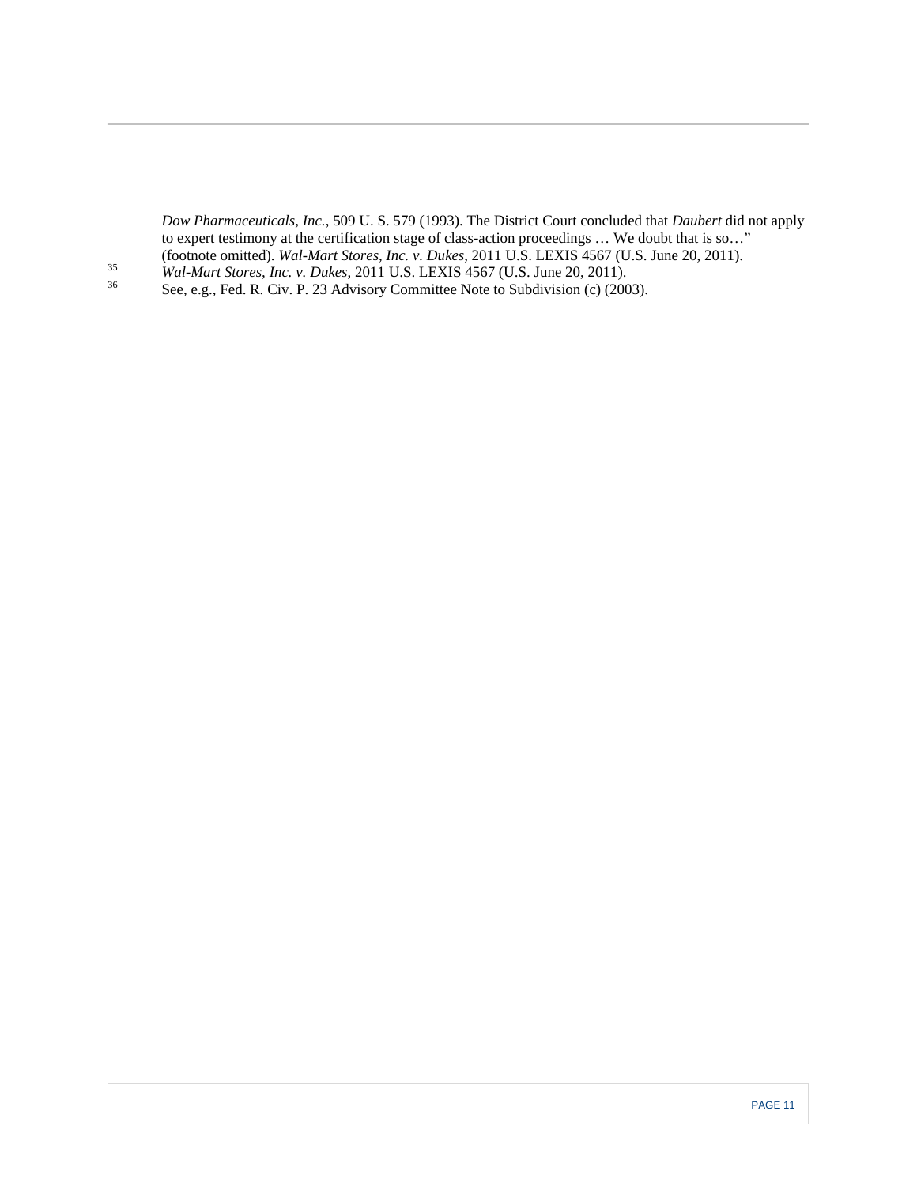*Dow Pharmaceuticals, Inc.*, 509 U. S. 579 (1993). The District Court concluded that *Daubert* did not apply to expert testimony at the certification stage of class-action proceedings … We doubt that is so…" (footnote omitted). *Wal-Mart Stores, Inc. v. Dukes,* 2011 U.S. LEXIS 4567 (U.S. June 20, 2011).

[35] *Wal-Mart Stores, Inc. v. Dukes*, 2011 U.S. LEXIS 4567 (U.S. June 20, 2011).

[36] See, e.g., Fed. R. Civ. P. 23 Advisory Committee Note to Subdivision (c) (2003).